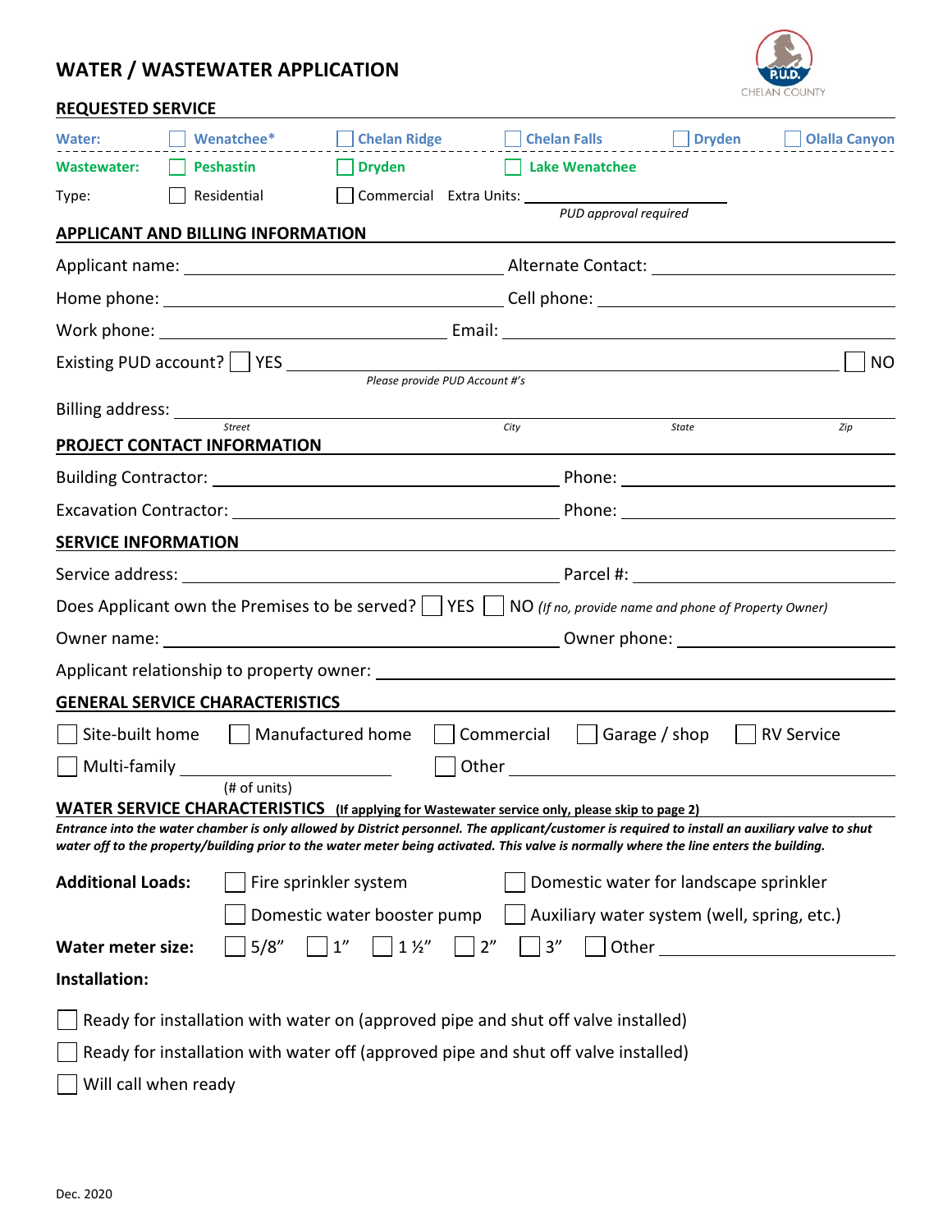# WATER / WASTEWATER APPLICATION

CHELAN COUNTY P.U.D.

## REQUESTED SERVICE

**Water:** ☐ Wenatchee* ☐ Chelan Ridge ☐ Chelan Falls ☐ Dryden ☐ Olalla Canyon

**Wastewater:** ☐ Peshastin ☐ Dryden ☐ Lake Wenatchee

Type: ☐ Residential ☐ Commercial Extra Units: ______________

*PUD approval required*

## APPLICANT AND BILLING INFORMATION

Applicant name: ______________ Alternate Contact: ______________

Home phone: ______________ Cell phone: ______________

Work phone: ______________ Email: ______________

Existing PUD account? ☐ YES ______________ ☐ NO

*Please provide PUD Account #'s*

Billing address: ______________

*Street* *City* *State* *Zip*

## PROJECT CONTACT INFORMATION

Building Contractor: ______________ Phone: ______________

Excavation Contractor: ______________ Phone: ______________

## SERVICE INFORMATION

Service address: ______________ Parcel #: ______________

Does Applicant own the Premises to be served? ☐ YES ☐ NO *(If no, provide name and phone of Property Owner)*

Owner name: ______________ Owner phone: ______________

Applicant relationship to property owner: ______________

## GENERAL SERVICE CHARACTERISTICS

☐ Site-built home ☐ Manufactured home ☐ Commercial ☐ Garage / shop ☐ RV Service

☐ Multi-family ______________ ☐ Other ______________

(# of units)

## WATER SERVICE CHARACTERISTICS (If applying for Wastewater service only, please skip to page 2)

***Entrance into the water chamber is only allowed by District personnel. The applicant/customer is required to install an auxiliary valve to shut water off to the property/building prior to the water meter being activated. This valve is normally where the line enters the building.***

**Additional Loads:** ☐ Fire sprinkler system ☐ Domestic water for landscape sprinkler

☐ Domestic water booster pump ☐ Auxiliary water system (well, spring, etc.)

**Water meter size:** ☐ 5/8" ☐ 1" ☐ 1 ½" ☐ 2" ☐ 3" ☐ Other ______________

**Installation:**

☐ Ready for installation with water on (approved pipe and shut off valve installed)

☐ Ready for installation with water off (approved pipe and shut off valve installed)

☐ Will call when ready

Dec. 2020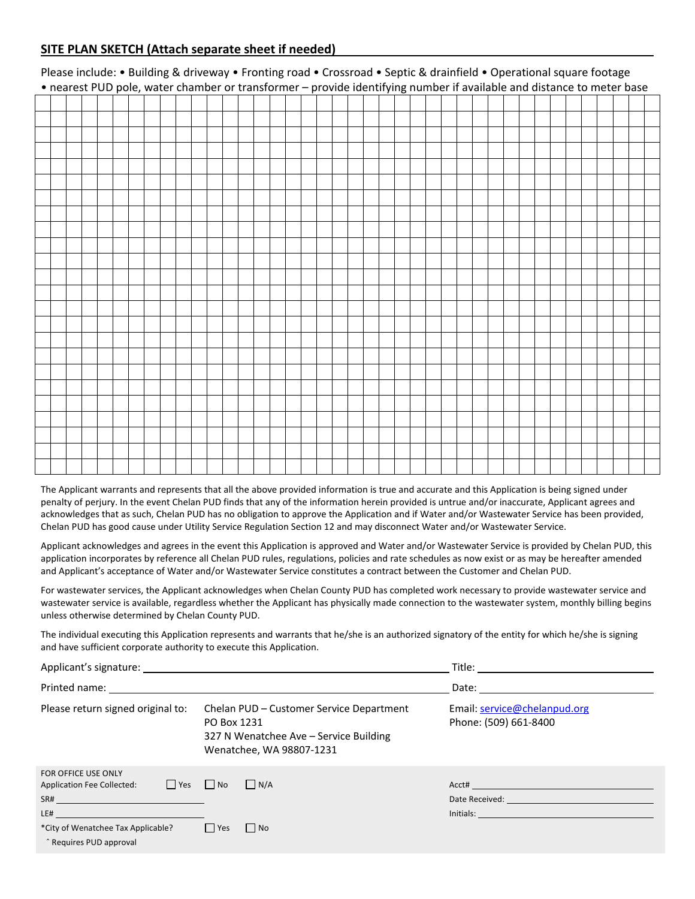## SITE PLAN SKETCH (Attach separate sheet if needed)

Please include: • Building & driveway • Fronting road • Crossroad • Septic & drainfield • Operational square footage • nearest PUD pole, water chamber or transformer – provide identifying number if available and distance to meter base

The Applicant warrants and represents that all the above provided information is true and accurate and this Application is being signed under penalty of perjury. In the event Chelan PUD finds that any of the information herein provided is untrue and/or inaccurate, Applicant agrees and acknowledges that as such, Chelan PUD has no obligation to approve the Application and if Water and/or Wastewater Service has been provided, Chelan PUD has good cause under Utility Service Regulation Section 12 and may disconnect Water and/or Wastewater Service.

Applicant acknowledges and agrees in the event this Application is approved and Water and/or Wastewater Service is provided by Chelan PUD, this application incorporates by reference all Chelan PUD rules, regulations, policies and rate schedules as now exist or as may be hereafter amended and Applicant's acceptance of Water and/or Wastewater Service constitutes a contract between the Customer and Chelan PUD.

For wastewater services, the Applicant acknowledges when Chelan County PUD has completed work necessary to provide wastewater service and wastewater service is available, regardless whether the Applicant has physically made connection to the wastewater system, monthly billing begins unless otherwise determined by Chelan County PUD.

The individual executing this Application represents and warrants that he/she is an authorized signatory of the entity for which he/she is signing and have sufficient corporate authority to execute this Application.

Applicant's signature: ______________________________ Title: ______________________

Printed name: ______________________________ Date: ______________________

Please return signed original to: Chelan PUD – Customer Service Department
PO Box 1231
327 N Wenatchee Ave – Service Building
Wenatchee, WA 98807-1231

Email: service@chelanpud.org
Phone: (509) 661-8400

FOR OFFICE USE ONLY

Application Fee Collected: ☐ Yes ☐ No ☐ N/A

Acct# ______________________

SR# ______________________

Date Received: ______________________

LE# ______________________

Initials: ______________________

*City of Wenatchee Tax Applicable? ☐ Yes ☐ No

^ Requires PUD approval